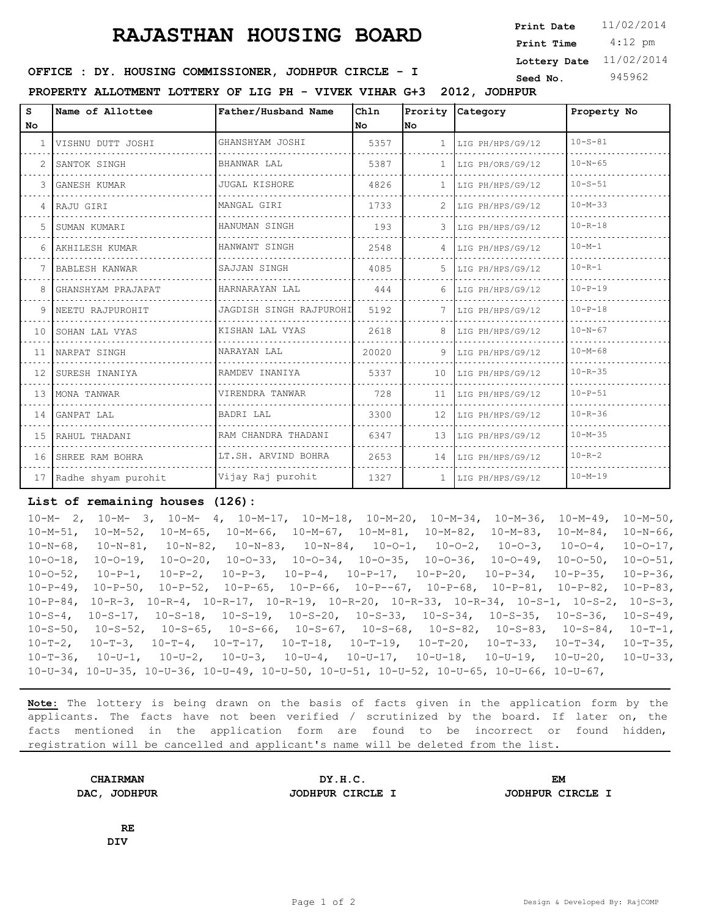# RAJASTHAN HOUSING BOARD

**Print Date** 11/02/2014
**Print Time** 4:12 pm
**Lottery Date** 11/02/2014
**Seed No.** 945962

**OFFICE : DY. HOUSING COMMISSIONER, JODHPUR CIRCLE - I**

**PROPERTY ALLOTMENT LOTTERY OF LIG PH - VIVEK VIHAR G+3 2012, JODHPUR**

| S No | Name of Allottee | Father/Husband Name | Chln No | Prority No | Category | Property No |
|---|---|---|---|---|---|---|
| 1 | VISHNU DUTT JOSHI | GHANSHYAM JOSHI | 5357 | 1 | LIG PH/HPS/G9/12 | 10-S-81 |
| 2 | SANTOK SINGH | BHANWAR LAL | 5387 | 1 | LIG PH/ORS/G9/12 | 10-N-65 |
| 3 | GANESH KUMAR | JUGAL KISHORE | 4826 | 1 | LIG PH/HPS/G9/12 | 10-S-51 |
| 4 | RAJU GIRI | MANGAL GIRI | 1733 | 2 | LIG PH/HPS/G9/12 | 10-M-33 |
| 5 | SUMAN KUMARI | HANUMAN SINGH | 193 | 3 | LIG PH/HPS/G9/12 | 10-R-18 |
| 6 | AKHILESH KUMAR | HANWANT SINGH | 2548 | 4 | LIG PH/HPS/G9/12 | 10-M-1 |
| 7 | BABLESH KANWAR | SAJJAN SINGH | 4085 | 5 | LIG PH/HPS/G9/12 | 10-R-1 |
| 8 | GHANSHYAM PRAJAPAT | HARNARAYAN LAL | 444 | 6 | LIG PH/HPS/G9/12 | 10-P-19 |
| 9 | NEETU RAJPUROHIT | JAGDISH SINGH RAJPUROHI | 5192 | 7 | LIG PH/HPS/G9/12 | 10-P-18 |
| 10 | SOHAN LAL VYAS | KISHAN LAL VYAS | 2618 | 8 | LIG PH/HPS/G9/12 | 10-N-67 |
| 11 | NARPAT SINGH | NARAYAN LAL | 20020 | 9 | LIG PH/HPS/G9/12 | 10-M-68 |
| 12 | SURESH INANIYA | RAMDEV INANIYA | 5337 | 10 | LIG PH/HPS/G9/12 | 10-R-35 |
| 13 | MONA TANWAR | VIRENDRA TANWAR | 728 | 11 | LIG PH/HPS/G9/12 | 10-P-51 |
| 14 | GANPAT LAL | BADRI LAL | 3300 | 12 | LIG PH/HPS/G9/12 | 10-R-36 |
| 15 | RAHUL THADANI | RAM CHANDRA THADANI | 6347 | 13 | LIG PH/HPS/G9/12 | 10-M-35 |
| 16 | SHREE RAM BOHRA | LT.SH. ARVIND BOHRA | 2653 | 14 | LIG PH/HPS/G9/12 | 10-R-2 |
| 17 | Radhe shyam purohit | Vijay Raj purohit | 1327 | 1 | LIG PH/HPS/G9/12 | 10-M-19 |

**List of remaining houses (126):**

10-M- 2, 10-M- 3, 10-M- 4, 10-M-17, 10-M-18, 10-M-20, 10-M-34, 10-M-36, 10-M-49, 10-M-50, 10-M-51, 10-M-52, 10-M-65, 10-M-66, 10-M-67, 10-M-81, 10-M-82, 10-M-83, 10-M-84, 10-N-66, 10-N-68, 10-N-81, 10-N-82, 10-N-83, 10-N-84, 10-O-1, 10-O-2, 10-O-3, 10-O-4, 10-O-17, 10-O-18, 10-O-19, 10-O-20, 10-O-33, 10-O-34, 10-O-35, 10-O-36, 10-O-49, 10-O-50, 10-O-51, 10-O-52, 10-P-1, 10-P-2, 10-P-3, 10-P-4, 10-P-17, 10-P-20, 10-P-34, 10-P-35, 10-P-36, 10-P-49, 10-P-50, 10-P-52, 10-P-65, 10-P-66, 10-P--67, 10-P-68, 10-P-81, 10-P-82, 10-P-83, 10-P-84, 10-R-3, 10-R-4, 10-R-17, 10-R-19, 10-R-20, 10-R-33, 10-R-34, 10-S-1, 10-S-2, 10-S-3, 10-S-4, 10-S-17, 10-S-18, 10-S-19, 10-S-20, 10-S-33, 10-S-34, 10-S-35, 10-S-36, 10-S-49, 10-S-50, 10-S-52, 10-S-65, 10-S-66, 10-S-67, 10-S-68, 10-S-82, 10-S-83, 10-S-84, 10-T-1, 10-T-2, 10-T-3, 10-T-4, 10-T-17, 10-T-18, 10-T-19, 10-T-20, 10-T-33, 10-T-34, 10-T-35, 10-T-36, 10-U-1, 10-U-2, 10-U-3, 10-U-4, 10-U-17, 10-U-18, 10-U-19, 10-U-20, 10-U-33, 10-U-34, 10-U-35, 10-U-36, 10-U-49, 10-U-50, 10-U-51, 10-U-52, 10-U-65, 10-U-66, 10-U-67,

**Note:** The lottery is being drawn on the basis of facts given in the application form by the applicants. The facts have not been verified / scrutinized by the board. If later on, the facts mentioned in the application form are found to be incorrect or found hidden, registration will be cancelled and applicant's name will be deleted from the list.

**CHAIRMAN**
**DAC, JODHPUR**

**DY.H.C.**
**JODHPUR CIRCLE I**

**EM**
**JODHPUR CIRCLE I**

**RE**
**DIV**

Design & Developed By: RajCOMP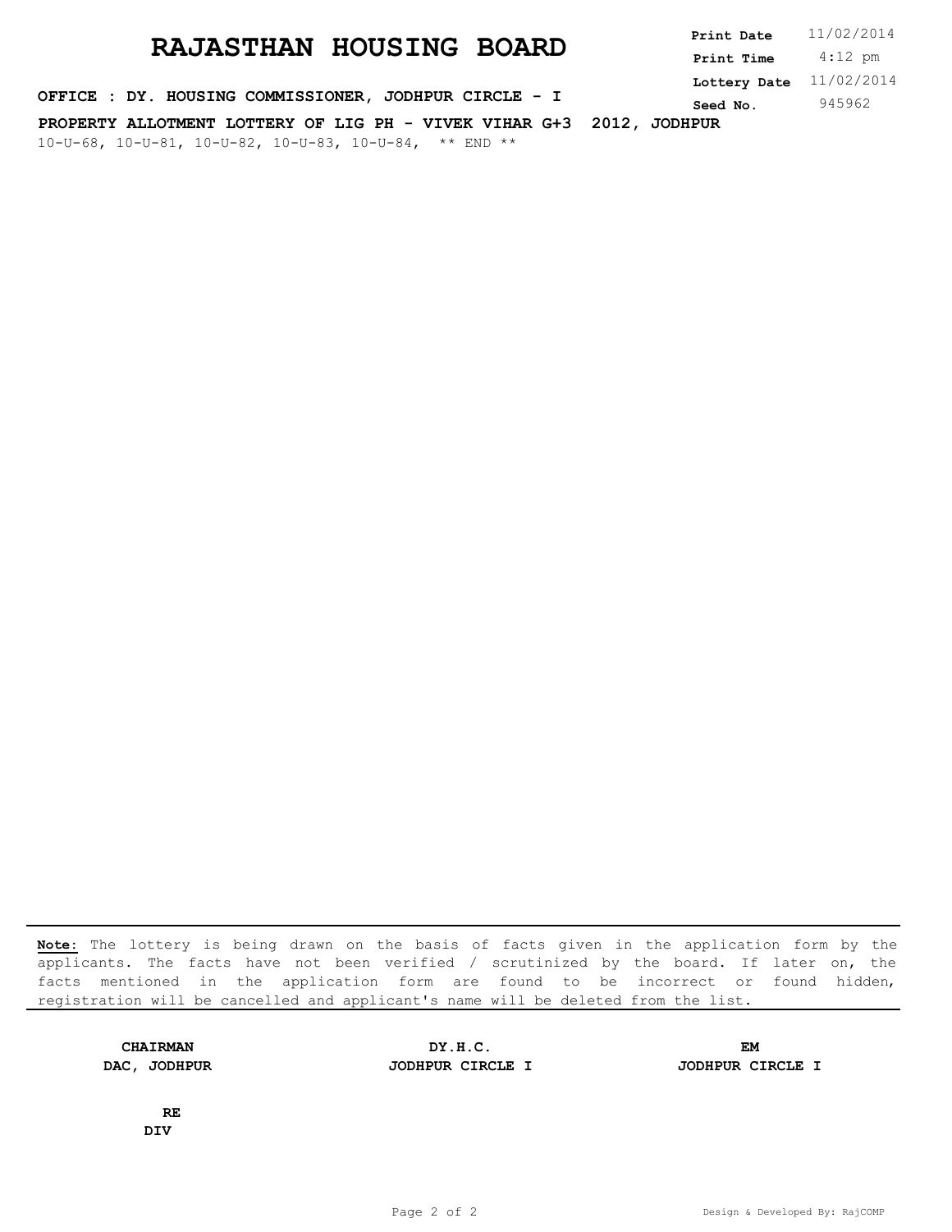# RAJASTHAN HOUSING BOARD

| | |
|---|---|
| **Print Date** | 11/02/2014 |
| **Print Time** | 4:12 pm |
| **Lottery Date** | 11/02/2014 |
| **Seed No.** | 945962 |

**OFFICE : DY. HOUSING COMMISSIONER, JODHPUR CIRCLE - I**

**PROPERTY ALLOTMENT LOTTERY OF LIG PH - VIVEK VIHAR G+3 2012, JODHPUR**

10-U-68, 10-U-81, 10-U-82, 10-U-83, 10-U-84, ** END **

---

**Note:** The lottery is being drawn on the basis of facts given in the application form by the applicants. The facts have not been verified / scrutinized by the board. If later on, the facts mentioned in the application form are found to be incorrect or found hidden, registration will be cancelled and applicant's name will be deleted from the list.

---

| | | |
|---|---|---|
| **CHAIRMAN** | **DY.H.C.** | **EM** |
| **DAC, JODHPUR** | **JODHPUR CIRCLE I** | **JODHPUR CIRCLE I** |

**RE**
**DIV**

Design & Developed By: RajCOMP